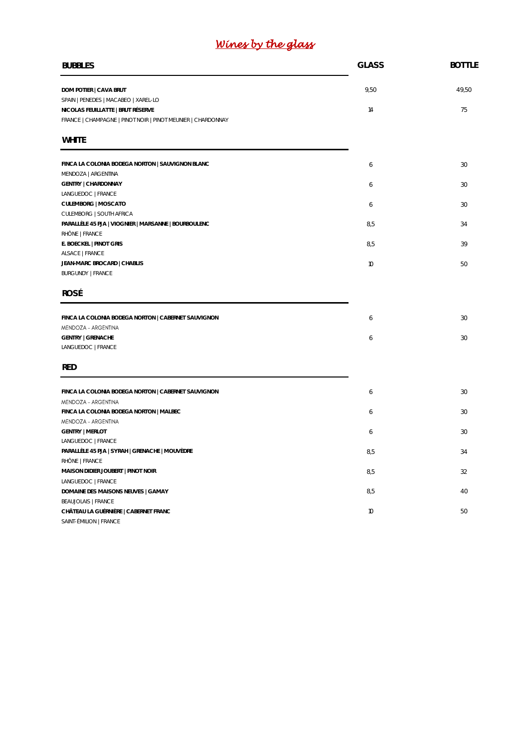# *Wines by the glass*

| BUBBLES | GLASS | BOTTLE |
|---|---|---|
| **DOM POTIER \| CAVA BRUT**<br>SPAIN \| PENEDES \| MACABEO \| XAREL-LO | 9,50 | 49,50 |
| **NICOLAS FEUILLATTE \| BRUT RÉSERVE**<br>FRANCE \| CHAMPAGNE \| PINOT NOIR \| PINOT MEUNIER \| CHARDONNAY | 14 | 75 |

| WHITE | GLASS | BOTTLE |
|---|---|---|
| **FINCA LA COLONIA BODEGA NORTON \| SAUVIGNON BLANC**<br>MENDOZA \| ARGENTINA | 6 | 30 |
| **GENTRY \| CHARDONNAY**<br>LANGUEDOC \| FRANCE | 6 | 30 |
| **CULEMBORG \| MOSCATO**<br>CULEMBORG \| SOUTH AFRICA | 6 | 30 |
| **PARALLÈLE 45 PJA \| VIOGNIER \| MARSANNE \| BOURBOULENC**<br>RHÔNE \| FRANCE | 8,5 | 34 |
| **E. BOECKEL \| PINOT GRIS**<br>ALSACE \| FRANCE | 8,5 | 39 |
| **JEAN-MARC BROCARD \| CHABLIS**<br>BURGUNDY \| FRANCE | 10 | 50 |

| ROSÉ | GLASS | BOTTLE |
|---|---|---|
| **FINCA LA COLONIA BODEGA NORTON \| CABERNET SAUVIGNON**<br>MENDOZA – ARGENTINA | 6 | 30 |
| **GENTRY \| GRENACHE**<br>LANGUEDOC \| FRANCE | 6 | 30 |

| RED | GLASS | BOTTLE |
|---|---|---|
| **FINCA LA COLONIA BODEGA NORTON \| CABERNET SAUVIGNON**<br>MENDOZA – ARGENTINA | 6 | 30 |
| **FINCA LA COLONIA BODEGA NORTON \| MALBEC**<br>MENDOZA – ARGENTINA | 6 | 30 |
| **GENTRY \| MERLOT**<br>LANGUEDOC \| FRANCE | 6 | 30 |
| **PARALLÈLE 45 PJA \| SYRAH \| GRENACHE \| MOUVÈDRE**<br>RHÔNE \| FRANCE | 8,5 | 34 |
| **MAISON DIDIER JOUBERT \| PINOT NOIR**<br>LANGUEDOC \| FRANCE | 8,5 | 32 |
| **DOMAINE DES MAISONS NEUVES \| GAMAY**<br>BEAUJOLAIS \| FRANCE | 8,5 | 40 |
| **CHÂTEAU LA GUÉRNIÈRE \| CABERNET FRANC**<br>SAINT-ÉMILION \| FRANCE | 10 | 50 |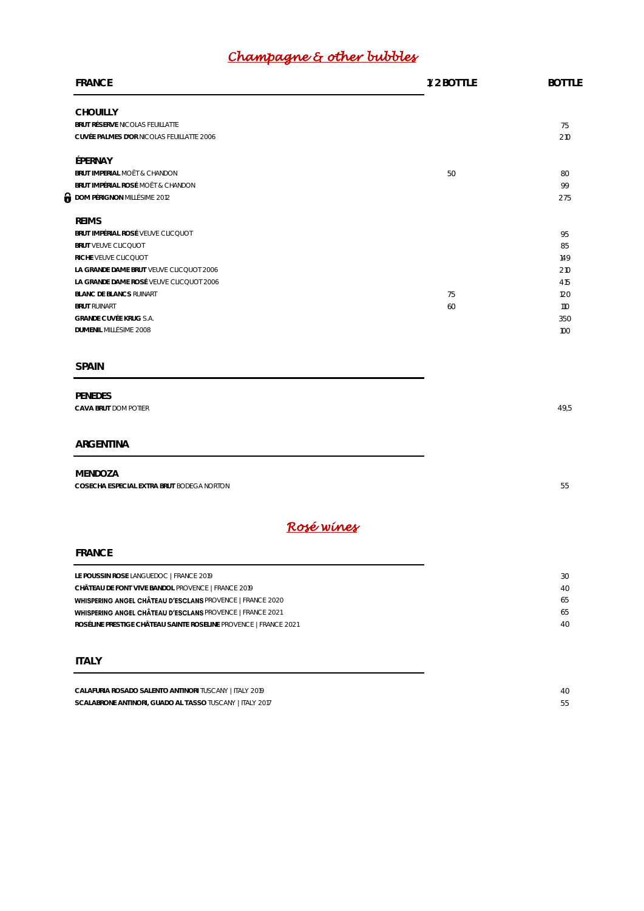# Champagne & other bubbles

| FRANCE | 1/2 BOTTLE | BOTTLE |
|---|---|---|
| **CHOUILLY** | | |
| **BRUT RÉSERVE** NICOLAS FEUILLATTE | | 75 |
| **CUVÉE PALMES D'OR** NICOLAS FEUILLATTE 2006 | | 210 |
| **ÉPERNAY** | | |
| **BRUT IMPERIAL** MOËT & CHANDON | 50 | 80 |
| **BRUT IMPÉRIAL ROSÉ** MOËT & CHANDON | | 99 |
| **DOM PÉRIGNON** MILLÉSIME 2012 | | 275 |
| **REIMS** | | |
| **BRUT IMPÉRIAL ROSÉ** VEUVE CLICQUOT | | 95 |
| **BRUT** VEUVE CLICQUOT | | 85 |
| **RICHE** VEUVE CLICQUOT | | 149 |
| **LA GRANDE DAME BRUT** VEUVE CLICQUOT 2006 | | 210 |
| **LA GRANDE DAME ROSÉ** VEUVE CLICQUOT 2006 | | 415 |
| **BLANC DE BLANCS** RUINART | 75 | 120 |
| **BRUT** RUINART | 60 | 110 |
| **GRANDE CUVÉE KRUG** S.A. | | 350 |
| **DUMENIL** MILLÉSIME 2008 | | 100 |

## SPAIN

| | |
|---|---|
| **PENEDES** | |
| **CAVA BRUT** DOM POTIER | 49,5 |

## ARGENTINA

| | |
|---|---|
| **MENDOZA** | |
| **COSECHA ESPECIAL EXTRA BRUT** BODEGA NORTON | 55 |

# Rosé wines

## FRANCE

| | |
|---|---|
| **LE POUSSIN ROSE** LANGUEDOC \| FRANCE 2019 | 30 |
| **CHÂTEAU DE FONT VIVE BANDOL** PROVENCE \| FRANCE 2019 | 40 |
| **WHISPERING ANGEL CHÂTEAU D'ESCLANS** PROVENCE \| FRANCE 2020 | 65 |
| **WHISPERING ANGEL CHÂTEAU D'ESCLANS** PROVENCE \| FRANCE 2021 | 65 |
| **ROSÉLINE PRESTIGE CHÂTEAU SAINTE ROSELINE** PROVENCE \| FRANCE 2021 | 40 |

## ITALY

| | |
|---|---|
| **CALAFURIA ROSADO SALENTO ANTINORI** TUSCANY \| ITALY 2019 | 40 |
| **SCALABRONE ANTINORI, GUADO AL TASSO** TUSCANY \| ITALY 2017 | 55 |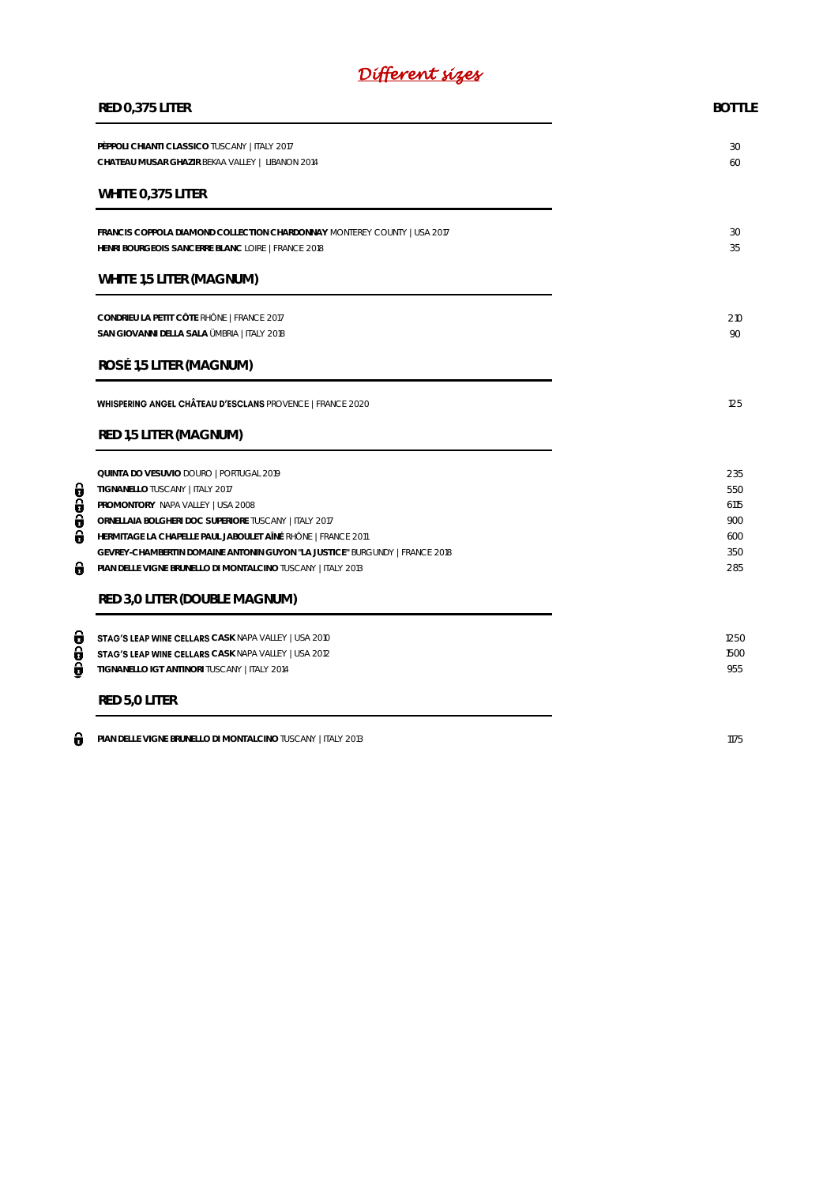# *Different sizes*

| RED 0,375 LITER | BOTTLE |
|---|---|
| **PÈPPOLI CHIANTI CLASSICO** TUSCANY \| ITALY 2017 | 30 |
| **CHATEAU MUSAR GHAZIR** BEKAA VALLEY \| LIBANON 2014 | 60 |

| WHITE 0,375 LITER | |
|---|---|
| **FRANCIS COPPOLA DIAMOND COLLECTION CHARDONNAY** MONTEREY COUNTY \| USA 2017 | 30 |
| **HENRI BOURGEOIS SANCERRE BLANC** LOIRE \| FRANCE 2018 | 35 |

| WHITE 1,5 LITER (MAGNUM) | |
|---|---|
| **CONDRIEU LA PETIT CÔTE** RHÔNE \| FRANCE 2017 | 210 |
| **SAN GIOVANNI DELLA SALA** ÜMBRIA \| ITALY 2018 | 90 |

| ROSÉ 1,5 LITER (MAGNUM) | |
|---|---|
| **WHISPERING ANGEL CHÂTEAU D'ESCLANS** PROVENCE \| FRANCE 2020 | 125 |

| RED 1,5 LITER (MAGNUM) | |
|---|---|
| **QUINTA DO VESUVIO** DOURO \| PORTUGAL 2019 | 235 |
| **TIGNANELLO** TUSCANY \| ITALY 2017 | 550 |
| **PROMONTORY** NAPA VALLEY \| USA 2008 | 615 |
| **ORNELLAIA BOLGHERI DOC SUPERIORE** TUSCANY \| ITALY 2017 | 900 |
| **HERMITAGE LA CHAPELLE PAUL JABOULET AÎNÉ** RHÔNE \| FRANCE 2011 | 600 |
| **GEVREY-CHAMBERTIN DOMAINE ANTONIN GUYON "LA JUSTICE"** BURGUNDY \| FRANCE 2018 | 350 |
| **PIAN DELLE VIGNE BRUNELLO DI MONTALCINO** TUSCANY \| ITALY 2013 | 285 |

| RED 3,0 LITER (DOUBLE MAGNUM) | |
|---|---|
| **STAG'S LEAP WINE CELLARS CASK** NAPA VALLEY \| USA 2010 | 1250 |
| **STAG'S LEAP WINE CELLARS CASK** NAPA VALLEY \| USA 2012 | 1500 |
| **TIGNANELLO IGT ANTINORI** TUSCANY \| ITALY 2014 | 955 |

| RED 5,0 LITER | |
|---|---|
| **PIAN DELLE VIGNE BRUNELLO DI MONTALCINO** TUSCANY \| ITALY 2013 | 1175 |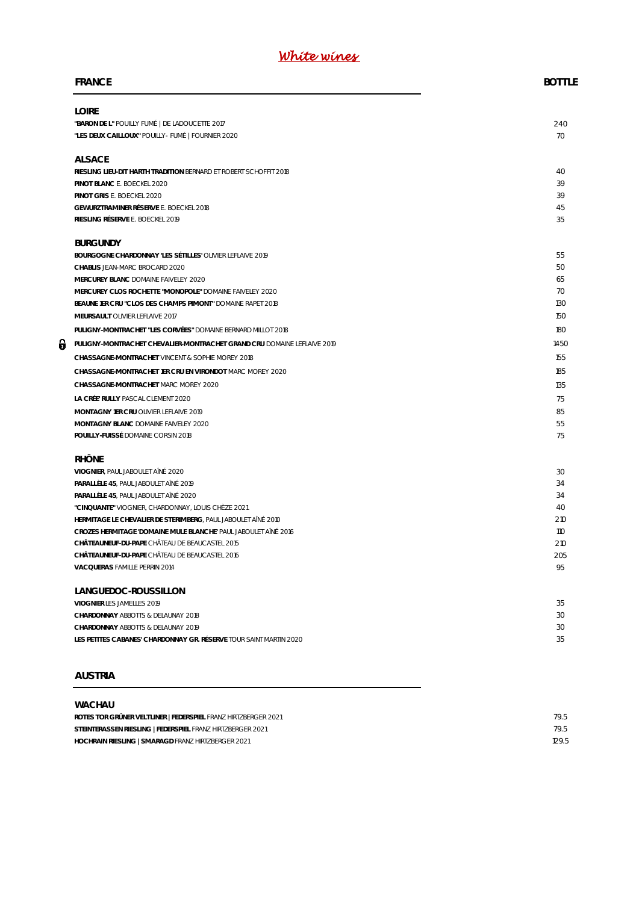# *White wines*

| FRANCE | BOTTLE |
|---|---|
| **LOIRE** | |
| **"BARON DE L"** POUILLY FUMÉ \| DE LADOUCETTE 2017 | 240 |
| **"LES DEUX CAILLOUX"** POUILLY - FUMÉ \| FOURNIER 2020 | 70 |
| **ALSACE** | |
| **RIESLING LIEU-DIT HARTH TRADITION** BERNARD ET ROBERT SCHOFFIT 2018 | 40 |
| **PINOT BLANC** E. BOECKEL 2020 | 39 |
| **PINOT GRIS** E. BOECKEL 2020 | 39 |
| **GEWURZTRAMINER RÉSERVE** E. BOECKEL 2018 | 45 |
| **RIESLING RÉSERVE** E. BOECKEL 2019 | 35 |
| **BURGUNDY** | |
| **BOURGOGNE CHARDONNAY 'LES SÉTILLES'** OLIVIER LEFLAIVE 2019 | 55 |
| **CHABLIS** JEAN-MARC BROCARD 2020 | 50 |
| **MERCUREY BLANC** DOMAINE FAIVELEY 2020 | 65 |
| **MERCUREY CLOS ROCHETTE "MONOPOLE"** DOMAINE FAIVELEY 2020 | 70 |
| **BEAUNE 1ER CRU "CLOS DES CHAMPS PIMONT"** DOMAINE RAPET 2018 | 130 |
| **MEURSAULT** OLIVIER LEFLAIVE 2017 | 150 |
| **PULIGNY-MONTRACHET "LES CORVÉES"** DOMAINE BERNARD MILLOT 2018 | 180 |
| **PULIGNY-MONTRACHET CHEVALIER-MONTRACHET GRAND CRU** DOMAINE LEFLAIVE 2019 | 1450 |
| **CHASSAGNE-MONTRACHET** VINCENT & SOPHIE MOREY 2018 | 155 |
| **CHASSAGNE-MONTRACHET 1ER CRU EN VIRONDOT** MARC MOREY 2020 | 185 |
| **CHASSAGNE-MONTRACHET** MARC MOREY 2020 | 135 |
| **LA CRÉE' RULLY** PASCAL CLEMENT 2020 | 75 |
| **MONTAGNY 1ER CRU** OLIVIER LEFLAIVE 2019 | 85 |
| **MONTAGNY BLANC** DOMAINE FAIVELEY 2020 | 55 |
| **POUILLY-FUISSÉ** DOMAINE CORSIN 2018 | 75 |
| **RHÔNE** | |
| **VIOGNIER**, PAUL JABOULET AÎNÉ 2020 | 30 |
| **PARALLÈLE 45**, PAUL JABOULET AÎNÉ 2019 | 34 |
| **PARALLÈLE 45**, PAUL JABOULET AÎNÉ 2020 | 34 |
| **"CINQUANTE"** VIOGNIER, CHARDONNAY, LOUIS CHÈZE 2021 | 40 |
| **HERMITAGE LE CHEVALIER DE STERIMBERG**, PAUL JABOULET AÎNÉ 2010 | 210 |
| **CROZES HERMITAGE 'DOMAINE MULE BLANCHE'** PAUL JABOULET AÎNÉ 2016 | 110 |
| **CHÂTEAUNEUF-DU-PAPE** CHÂTEAU DE BEAUCASTEL 2015 | 210 |
| **CHÂTEAUNEUF-DU-PAPE** CHÂTEAU DE BEAUCASTEL 2016 | 205 |
| **VACQUERAS** FAMILLE PERRIN 2014 | 95 |
| **LANGUEDOC-ROUSSILLON** | |
| **VIOGNIER** LES JAMELLES 2019 | 35 |
| **CHARDONNAY** ABBOTTS & DELAUNAY 2018 | 30 |
| **CHARDONNAY** ABBOTTS & DELAUNAY 2019 | 30 |
| **LES PETITES CABANES' CHARDONNAY GR. RÉSERVE** TOUR SAINT MARTIN 2020 | 35 |

| AUSTRIA | |
|---|---|
| **WACHAU** | |
| **ROTES TOR GRÜNER VELTLINER \| FEDERSPIEL** FRANZ HIRTZBERGER 2021 | 79.5 |
| **STEINTERASSEN RIESLING \| FEDERSPIEL** FRANZ HIRTZBERGER 2021 | 79.5 |
| **HOCHRAIN RIESLING \| SMARAGD** FRANZ HIRTZBERGER 2021 | 129.5 |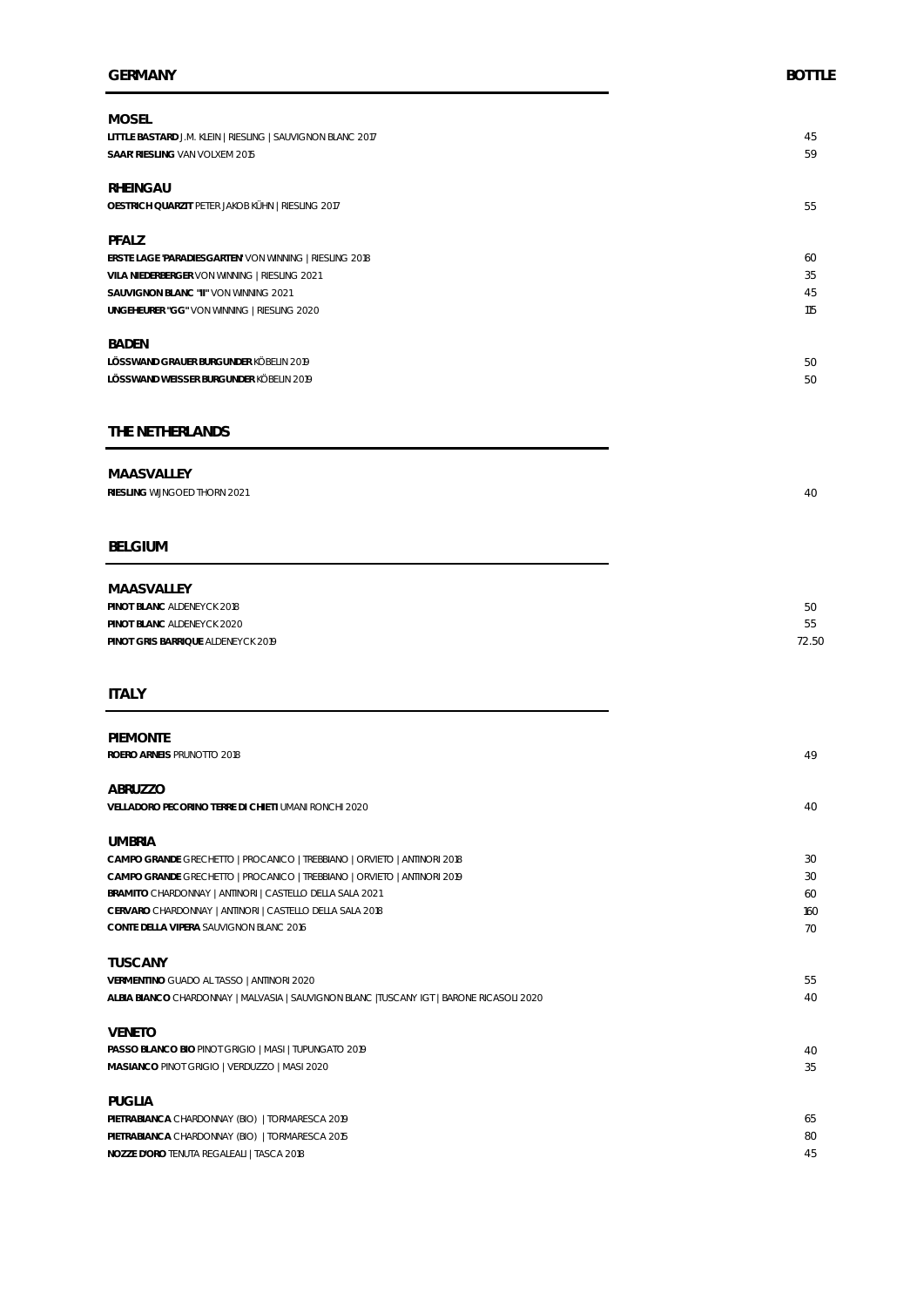## GERMANY

**BOTTLE**

### MOSEL

| Wine | Bottle |
|---|---|
| **LITTLE BASTARD** J.M. KLEIN \| RIESLING \| SAUVIGNON BLANC 2017 | 45 |
| **SAAR RIESLING** VAN VOLXEM 2015 | 59 |

### RHEINGAU

| Wine | Bottle |
|---|---|
| **OESTRICH QUARZIT** PETER JAKOB KÜHN \| RIESLING 2017 | 55 |

### PFALZ

| Wine | Bottle |
|---|---|
| **ERSTE LAGE 'PARADIESGARTEN'** VON WINNING \| RIESLING 2018 | 60 |
| **VILA NIEDERBERGER** VON WINNING \| RIESLING 2021 | 35 |
| **SAUVIGNON BLANC "II"** VON WINNING 2021 | 45 |
| **UNGEHEURER "GG"** VON WINNING \| RIESLING 2020 | 115 |

### BADEN

| Wine | Bottle |
|---|---|
| **LÖSSWAND GRAUER BURGUNDER** KÖBELIN 2019 | 50 |
| **LÖSSWAND WEISSER BURGUNDER** KÖBELIN 2019 | 50 |

## THE NETHERLANDS

### MAASVALLEY

| Wine | Bottle |
|---|---|
| **RIESLING** WIJNGOED THORN 2021 | 40 |

## BELGIUM

### MAASVALLEY

| Wine | Bottle |
|---|---|
| **PINOT BLANC** ALDENEYCK 2018 | 50 |
| **PINOT BLANC** ALDENEYCK 2020 | 55 |
| **PINOT GRIS BARRIQUE** ALDENEYCK 2019 | 72.50 |

## ITALY

### PIEMONTE

| Wine | Bottle |
|---|---|
| **ROERO ARNEIS** PRUNOTTO 2018 | 49 |

### ABRUZZO

| Wine | Bottle |
|---|---|
| **VELLADORO PECORINO TERRE DI CHIETI** UMANI RONCHI 2020 | 40 |

### UMBRIA

| Wine | Bottle |
|---|---|
| **CAMPO GRANDE** GRECHETTO \| PROCANICO \| TREBBIANO \| ORVIETO \| ANTINORI 2018 | 30 |
| **CAMPO GRANDE** GRECHETTO \| PROCANICO \| TREBBIANO \| ORVIETO \| ANTINORI 2019 | 30 |
| **BRAMITO** CHARDONNAY \| ANTINORI \| CASTELLO DELLA SALA 2021 | 60 |
| **CERVARO** CHARDONNAY \| ANTINORI \| CASTELLO DELLA SALA 2018 | 160 |
| **CONTE DELLA VIPERA** SAUVIGNON BLANC 2016 | 70 |

### TUSCANY

| Wine | Bottle |
|---|---|
| **VERMENTINO** GUADO AL TASSO \| ANTINORI 2020 | 55 |
| **ALBIA BIANCO** CHARDONNAY \| MALVASIA \| SAUVIGNON BLANC \|TUSCANY IGT \| BARONE RICASOLI 2020 | 40 |

### VENETO

| Wine | Bottle |
|---|---|
| **PASSO BLANCO BIO** PINOT GRIGIO \| MASI \| TUPUNGATO 2019 | 40 |
| **MASIANCO** PINOT GRIGIO \| VERDUZZO \| MASI 2020 | 35 |

### PUGLIA

| Wine | Bottle |
|---|---|
| **PIETRABIANCA** CHARDONNAY (BIO) \| TORMARESCA 2019 | 65 |
| **PIETRABIANCA** CHARDONNAY (BIO) \| TORMARESCA 2015 | 80 |
| **NOZZE D'ORO** TENUTA REGALEALI \| TASCA 2018 | 45 |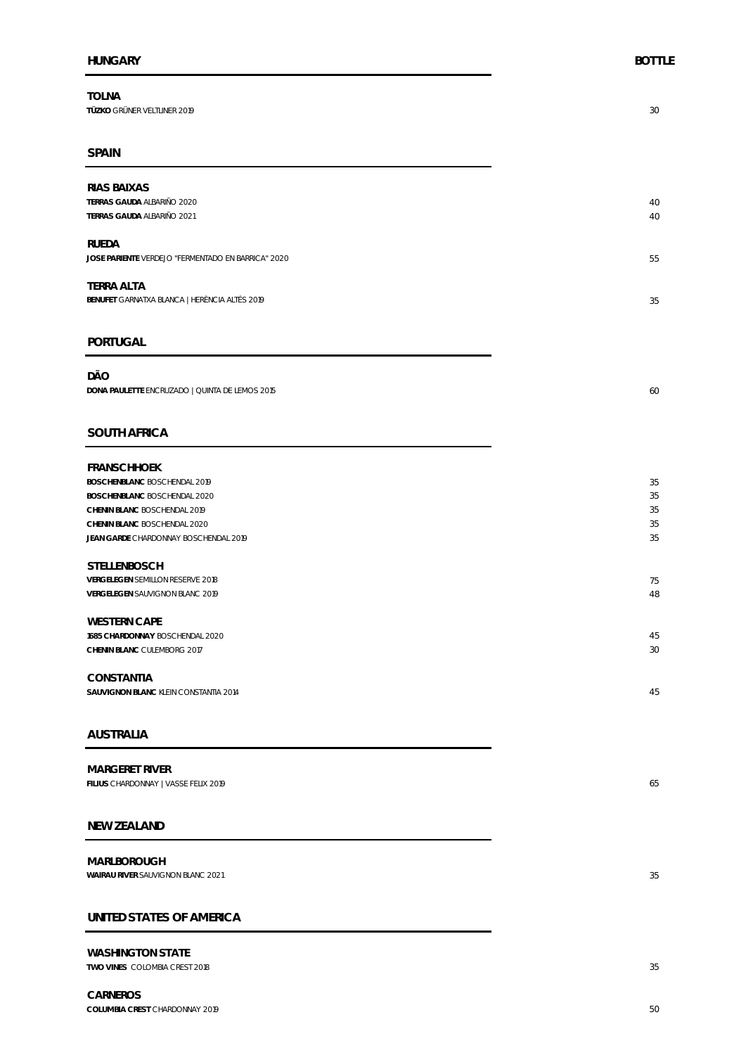## HUNGARY

**BOTTLE**

### TOLNA

| | |
|---|---|
| **TÜZKO** GRÜNER VELTLINER 2019 | 30 |

## SPAIN

### RIAS BAIXAS

| | |
|---|---|
| **TERRAS GAUDA** ALBARIÑO 2020 | 40 |
| **TERRAS GAUDA** ALBARIÑO 2021 | 40 |

### RUEDA

| | |
|---|---|
| **JOSE PARIENTE** VERDEJO "FERMENTADO EN BARRICA" 2020 | 55 |

### TERRA ALTA

| | |
|---|---|
| **BENUFET** GARNATXA BLANCA \| HERÈNCIA ALTÉS 2019 | 35 |

## PORTUGAL

### DÃO

| | |
|---|---|
| **DONA PAULETTE** ENCRUZADO \| QUINTA DE LEMOS 2015 | 60 |

## SOUTH AFRICA

### FRANSCHHOEK

| | |
|---|---|
| **BOSCHENBLANC** BOSCHENDAL 2019 | 35 |
| **BOSCHENBLANC** BOSCHENDAL 2020 | 35 |
| **CHENIN BLANC** BOSCHENDAL 2019 | 35 |
| **CHENIN BLANC** BOSCHENDAL 2020 | 35 |
| **JEAN GARDE** CHARDONNAY BOSCHENDAL 2019 | 35 |

### STELLENBOSCH

| | |
|---|---|
| **VERGELEGEN** SEMILLON RESERVE 2018 | 75 |
| **VERGELEGEN** SAUVIGNON BLANC 2019 | 48 |

### WESTERN CAPE

| | |
|---|---|
| **1685 CHARDONNAY** BOSCHENDAL 2020 | 45 |
| **CHENIN BLANC** CULEMBORG 2017 | 30 |

### CONSTANTIA

| | |
|---|---|
| **SAUVIGNON BLANC** KLEIN CONSTANTIA 2014 | 45 |

## AUSTRALIA

### MARGERET RIVER

| | |
|---|---|
| **FILIUS** CHARDONNAY \| VASSE FELIX 2019 | 65 |

## NEW ZEALAND

### MARLBOROUGH

| | |
|---|---|
| **WAIRAU RIVER** SAUVIGNON BLANC 2021 | 35 |

## UNITED STATES OF AMERICA

### WASHINGTON STATE

| | |
|---|---|
| **TWO VINES** COLOMBIA CREST 2018 | 35 |

### CARNEROS

| | |
|---|---|
| **COLUMBIA CREST** CHARDONNAY 2019 | 50 |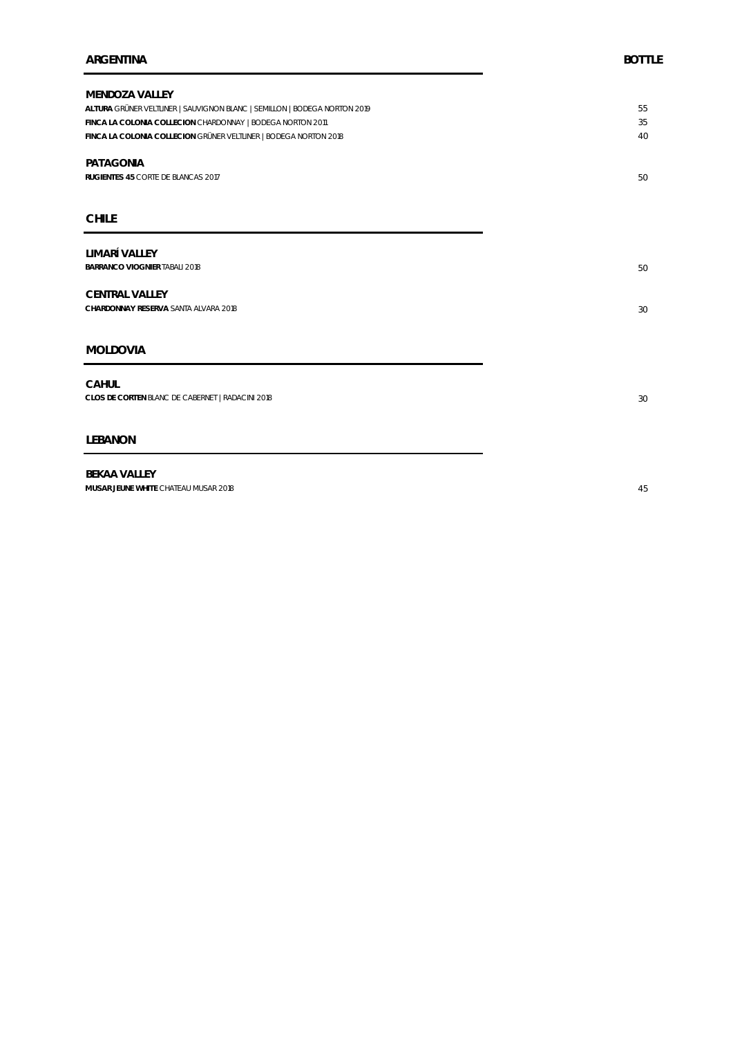## ARGENTINA

**BOTTLE**

### MENDOZA VALLEY

**ALTURA** GRÜNER VELTLINER | SAUVIGNON BLANC | SEMILLON | BODEGA NORTON 2019 — 55

**FINCA LA COLONIA COLLECION** CHARDONNAY | BODEGA NORTON 2011 — 35

**FINCA LA COLONIA COLLECION** GRÜNER VELTLINER | BODEGA NORTON 2018 — 40

### PATAGONIA

**RUGIENTES 45** CORTE DE BLANCAS 2017 — 50

## CHILE

### LIMARÍ VALLEY

**BARRANCO VIOGNIER** TABALI 2018 — 50

### CENTRAL VALLEY

**CHARDONNAY RESERVA** SANTA ALVARA 2018 — 30

## MOLDOVIA

### CAHUL

**CLOS DE CORTEN** BLANC DE CABERNET | RADACINI 2018 — 30

## LEBANON

### BEKAA VALLEY

**MUSAR JEUNE WHITE** CHATEAU MUSAR 2018 — 45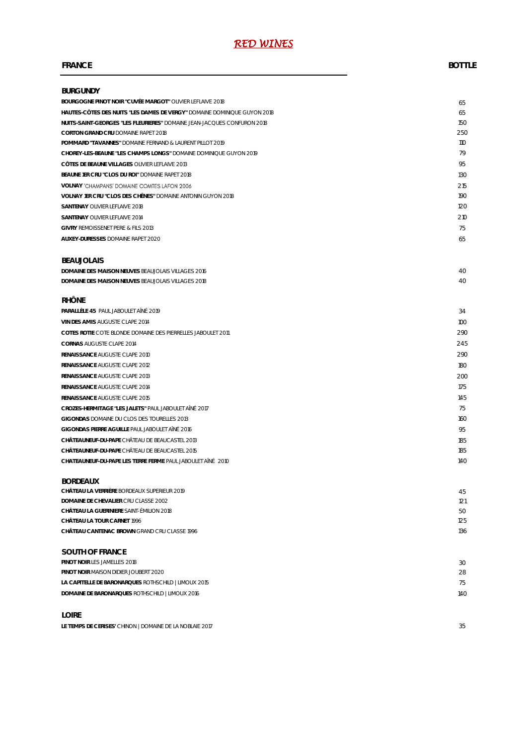# *RED WINES*

| FRANCE | BOTTLE |
|---|---|
| **BURGUNDY** | |
| **BOURGOGNE PINOT NOIR "CUVÉE MARGOT"** OLIVIER LEFLAIVE 2018 | 65 |
| **HAUTES-CÔTES DES NUITS "LES DAMES DE VERGY"** DOMAINE DOMINIQUE GUYON 2018 | 65 |
| **NUITS-SAINT-GEORGES "LES FLEURIERES"** DOMAINE JEAN-JACQUES CONFURON 2018 | 150 |
| **CORTON GRAND CRU** DOMAINE RAPET 2018 | 250 |
| **POMMARD "TAVANNES"** DOMAINE FERNAND & LAURENT PILLOT 2019 | 110 |
| **CHOREY-LES-BEAUNE "LES CHAMPS LONGS"** DOMAINE DOMINIQUE GUYON 2019 | 79 |
| **CÔTES DE BEAUNE VILLAGES** OLIVIER LEFLAIVE 2013 | 95 |
| **BEAUNE 1ER CRU "CLOS DU ROI"** DOMAINE RAPET 2018 | 130 |
| **VOLNAY** 'CHAMPANS' DOMAINE COMTES LAFON 2006 | 215 |
| **VOLNAY 1ER CRU "CLOS DES CHÊNES"** DOMAINE ANTONIN GUYON 2018 | 190 |
| **SANTENAY** OLIVIER LEFLAIVE 2018 | 120 |
| **SANTENAY** OLIVIER LEFLAIVE 2014 | 210 |
| **GIVRY** REMOISSENET PERE & FILS 2013 | 75 |
| **AUXEY-DURESSES** DOMAINE RAPET 2020 | 65 |
| **BEAUJOLAIS** | |
| **DOMAINE DES MAISON NEUVES** BEAUJOLAIS VILLAGES 2016 | 40 |
| **DOMAINE DES MAISON NEUVES** BEAUJOLAIS VILLAGES 2018 | 40 |
| **RHÔNE** | |
| **PARALLÈLE 45** PAUL JABOULET AÎNÉ 2019 | 34 |
| **VIN DES AMIS** AUGUSTE CLAPE 2014 | 100 |
| **COTES ROTIE** COTE BLONDE DOMAINE DES PIERRELLES JABOULET 2011 | 290 |
| **CORNAS** AUGUSTE CLAPE 2014 | 245 |
| **RENAISSANCE** AUGUSTE CLAPE 2010 | 290 |
| **RENAISSANCE** AUGUSTE CLAPE 2012 | 180 |
| **RENAISSANCE** AUGUSTE CLAPE 2013 | 200 |
| **RENAISSANCE** AUGUSTE CLAPE 2014 | 175 |
| **RENAISSANCE** AUGUSTE CLAPE 2015 | 145 |
| **CROZES-HERMITAGE "LES JALETS"** PAUL JABOULET AÎNÉ 2017 | 75 |
| **GIGONDAS** DOMAINE DU CLOS DES TOURELLES 2013 | 160 |
| **GIGONDAS PIERRE AGUILLE** PAUL JABOULET AÎNÉ 2016 | 95 |
| **CHÂTEAUNEUF-DU-PAPE** CHÂTEAU DE BEAUCASTEL 2013 | 185 |
| **CHÂTEAUNEUF-DU-PAPE** CHÂTEAU DE BEAUCASTEL 2015 | 185 |
| **CHATEAUNEUF-DU-PAPE LES TERRE FERME** PAUL JABOULET AÎNÉ 2010 | 140 |
| **BORDEAUX** | |
| **CHÂTEAU LA VERRIÈRE** BORDEAUX SUPERIEUR 2019 | 45 |
| **DOMAINE DE CHEVALIER** CRU CLASSE 2002 | 121 |
| **CHÂTEAU LA GUERINIERE** SAINT-ÉMILION 2018 | 50 |
| **CHÂTEAU LA TOUR CARNET** 1996 | 125 |
| **CHÂTEAU CANTENAC BROWN** GRAND CRU CLASSE 1996 | 136 |
| **SOUTH OF FRANCE** | |
| **PINOT NOIR** LES JAMELLES 2018 | 30 |
| **PINOT NOIR** MAISON DIDIER JOUBERT 2020 | 28 |
| **LA CAPITELLE DE BARONARQUES** ROTHSCHILD \| LIMOUX 2015 | 75 |
| **DOMAINE DE BARONARQUES** ROTHSCHILD \| LIMOUX 2016 | 140 |
| **LOIRE** | |
| **LE TEMPS DE CERISES'** CHINON \| DOMAINE DE LA NOBLAIE 2017 | 35 |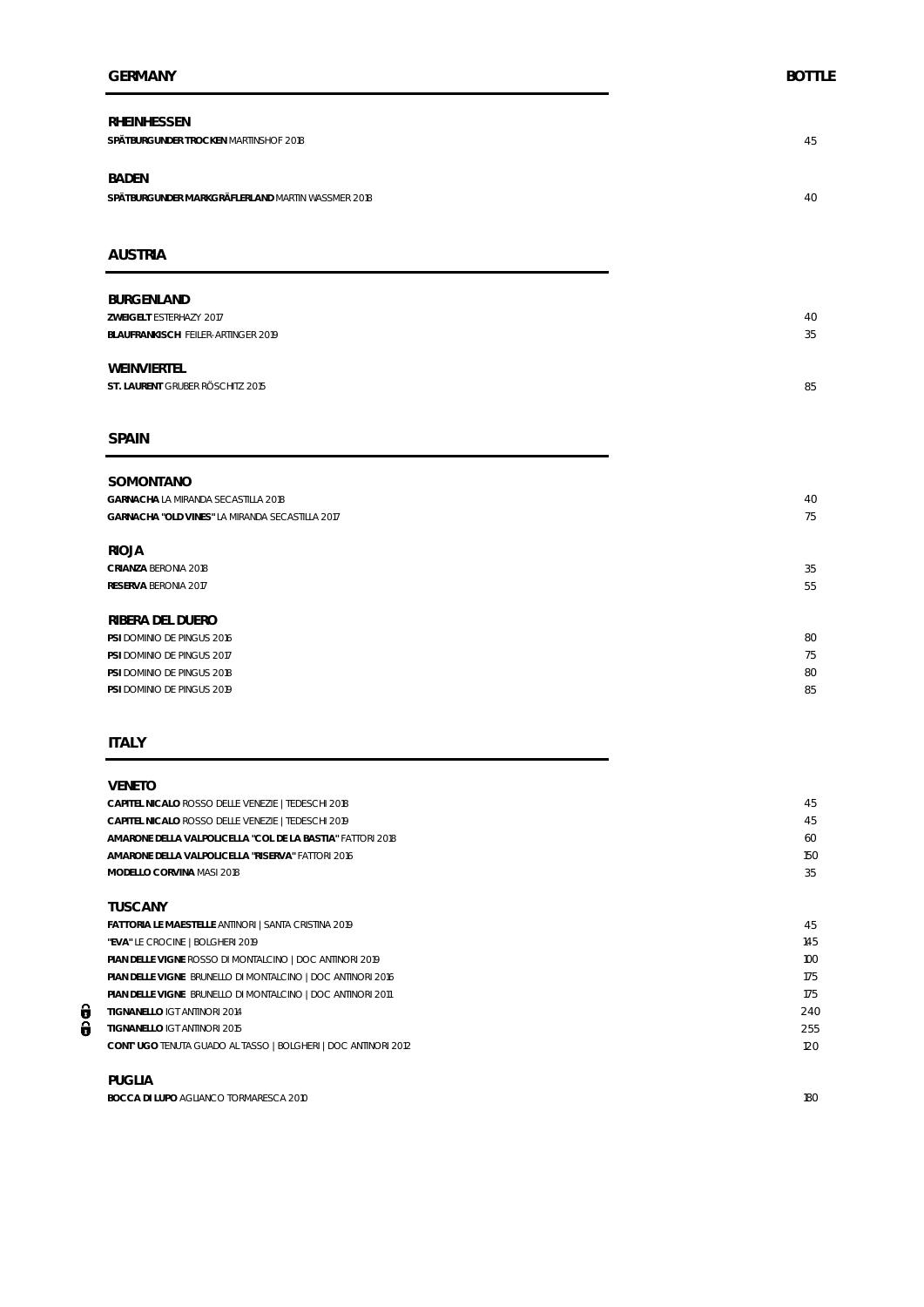## GERMANY

**BOTTLE**

### RHEINHESSEN

| Wine | Bottle |
|---|---|
| **SPÄTBURGUNDER TROCKEN** MARTINSHOF 2018 | 45 |

### BADEN

| Wine | Bottle |
|---|---|
| **SPÄTBURGUNDER MARKGRÄFLERLAND** MARTIN WASSMER 2018 | 40 |

## AUSTRIA

### BURGENLAND

| Wine | Bottle |
|---|---|
| **ZWEIGELT** ESTERHAZY 2017 | 40 |
| **BLAUFRANKISCH** FEILER-ARTINGER 2019 | 35 |

### WEINVIERTEL

| Wine | Bottle |
|---|---|
| **ST. LAURENT** GRUBER RÖSCHITZ 2015 | 85 |

## SPAIN

### SOMONTANO

| Wine | Bottle |
|---|---|
| **GARNACHA** LA MIRANDA SECASTILLA 2018 | 40 |
| **GARNACHA "OLD VINES"** LA MIRANDA SECASTILLA 2017 | 75 |

### RIOJA

| Wine | Bottle |
|---|---|
| **CRIANZA** BERONIA 2018 | 35 |
| **RESERVA** BERONIA 2017 | 55 |

### RIBERA DEL DUERO

| Wine | Bottle |
|---|---|
| **PSI** DOMINIO DE PINGUS 2016 | 80 |
| **PSI** DOMINIO DE PINGUS 2017 | 75 |
| **PSI** DOMINIO DE PINGUS 2018 | 80 |
| **PSI** DOMINIO DE PINGUS 2019 | 85 |

## ITALY

### VENETO

| Wine | Bottle |
|---|---|
| **CAPITEL NICALO** ROSSO DELLE VENEZIE \| TEDESCHI 2018 | 45 |
| **CAPITEL NICALO** ROSSO DELLE VENEZIE \| TEDESCHI 2019 | 45 |
| **AMARONE DELLA VALPOLICELLA "COL DE LA BASTIA"** FATTORI 2018 | 60 |
| **AMARONE DELLA VALPOLICELLA "RISERVA"** FATTORI 2016 | 150 |
| **MODELLO CORVINA** MASI 2018 | 35 |

### TUSCANY

| Wine | Bottle |
|---|---|
| **FATTORIA LE MAESTELLE** ANTINORI \| SANTA CRISTINA 2019 | 45 |
| **"EVA"** LE CROCINE \| BOLGHERI 2019 | 145 |
| **PIAN DELLE VIGNE** ROSSO DI MONTALCINO \| DOC ANTINORI 2019 | 100 |
| **PIAN DELLE VIGNE** BRUNELLO DI MONTALCINO \| DOC ANTINORI 2016 | 175 |
| **PIAN DELLE VIGNE** BRUNELLO DI MONTALCINO \| DOC ANTINORI 2011 | 175 |
| **TIGNANELLO** IGT ANTINORI 2014 | 240 |
| **TIGNANELLO** IGT ANTINORI 2015 | 255 |
| **CONT' UGO** TENUTA GUADO AL TASSO \| BOLGHERI \| DOC ANTINORI 2012 | 120 |

### PUGLIA

| Wine | Bottle |
|---|---|
| **BOCCA DI LUPO** AGLIANCO TORMARESCA 2010 | 180 |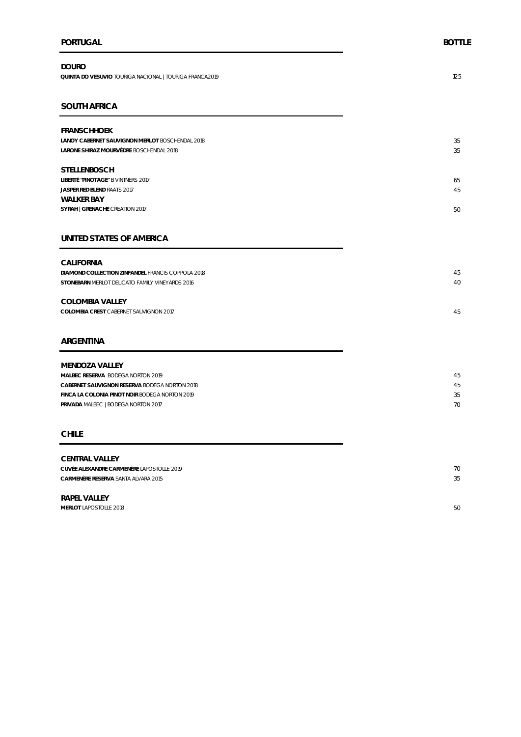## PORTUGAL

**BOTTLE**

### DOURO

**QUINTA DO VESUVIO** TOURIGA NACIONAL | TOURIGA FRANCA 2019 — 125

## SOUTH AFRICA

### FRANSCHHOEK

**LANOY CABERNET SAUVIGNON MERLOT** BOSCHENDAL 2018 — 35

**LARONE SHIRAZ MOURVÈDRE** BOSCHENDAL 2018 — 35

### STELLENBOSCH

**LIBERTÉ "PINOTAGE"** B VINTNERS 2017 — 65

**JASPER RED BLEND** RAATS 2017 — 45

### WALKER BAY

**SYRAH | GRENACHE** CREATION 2017 — 50

## UNITED STATES OF AMERICA

### CALIFORNIA

**DIAMOND COLLECTION ZINFANDEL** FRANCIS COPPOLA 2018 — 45

**STONEBARN** MERLOT DELICATO FAMILY VINEYARDS 2016 — 40

### COLOMBIA VALLEY

**COLOMBIA CREST** CABERNET SAUVIGNON 2017 — 45

## ARGENTINA

### MENDOZA VALLEY

**MALBEC RESERVA** BODEGA NORTON 2019 — 45

**CABERNET SAUVIGNON RESERVA** BODEGA NORTON 2018 — 45

**FINCA LA COLONIA PINOT NOIR** BODEGA NORTON 2019 — 35

**PRIVADA** MALBEC | BODEGA NORTON 2017 — 70

## CHILE

### CENTRAL VALLEY

**CUVÉE ALEXANDRE CARMENÈRE** LAPOSTOLLE 2019 — 70

**CARMENÈRE RESERVA** SANTA ALVARA 2015 — 35

### RAPEL VALLEY

**MERLOT** LAPOSTOLLE 2018 — 50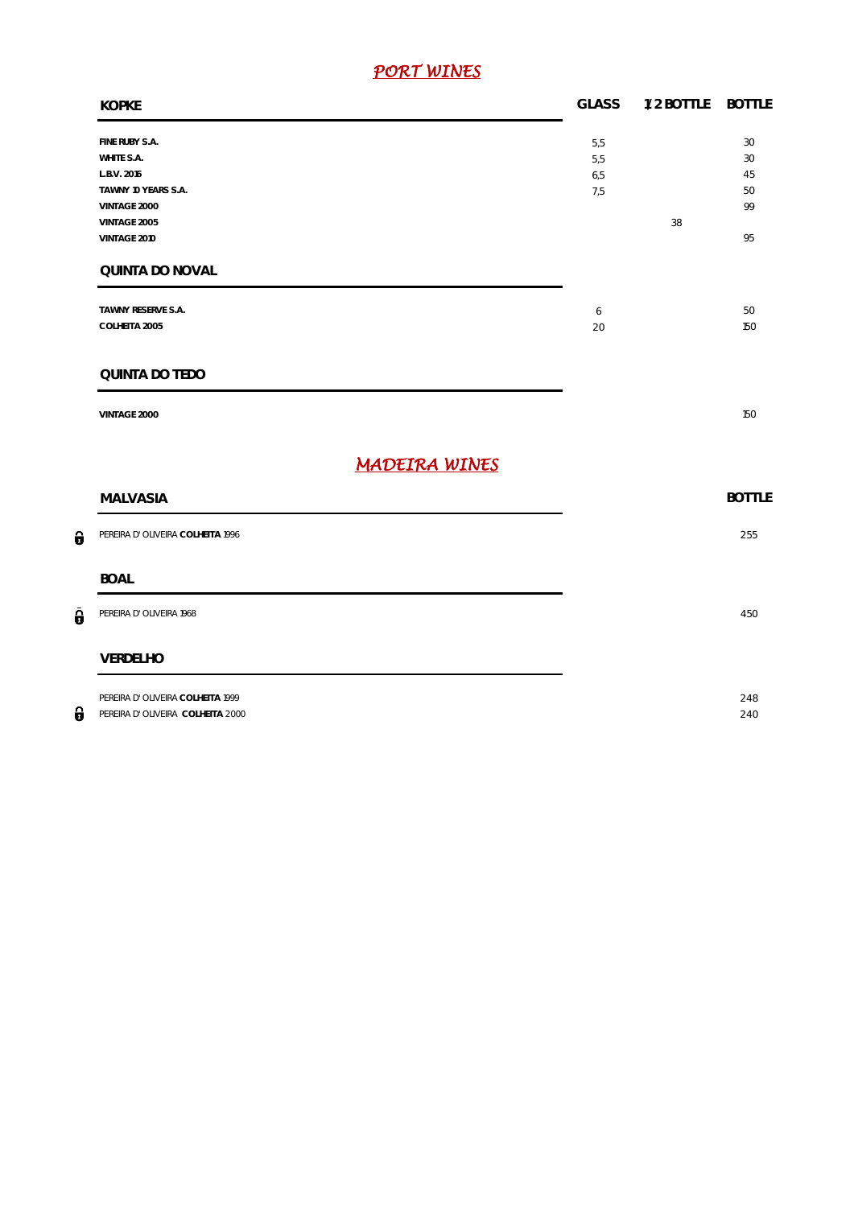# *PORT WINES*

| KOPKE | GLASS | 1/2 BOTTLE | BOTTLE |
|---|---|---|---|
| FINE RUBY S.A. | 5,5 | | 30 |
| WHITE S.A. | 5,5 | | 30 |
| L.B.V. 2016 | 6,5 | | 45 |
| TAWNY 10 YEARS S.A. | 7,5 | | 50 |
| VINTAGE 2000 | | | 99 |
| VINTAGE 2005 | | 38 | |
| VINTAGE 2010 | | | 95 |

| QUINTA DO NOVAL | GLASS | 1/2 BOTTLE | BOTTLE |
|---|---|---|---|
| TAWNY RESERVE S.A. | 6 | | 50 |
| COLHEITA 2005 | 20 | | 150 |

| QUINTA DO TEDO | GLASS | 1/2 BOTTLE | BOTTLE |
|---|---|---|---|
| VINTAGE 2000 | | | 150 |

# *MADEIRA WINES*

| MALVASIA | BOTTLE |
|---|---|
| PEREIRA D' OLIVEIRA **COLHEITA** 1996 | 255 |

| BOAL | BOTTLE |
|---|---|
| PEREIRA D' OLIVEIRA 1968 | 450 |

| VERDELHO | BOTTLE |
|---|---|
| PEREIRA D' OLIVEIRA **COLHEITA** 1999 | 248 |
| PEREIRA D' OLIVEIRA **COLHEITA** 2000 | 240 |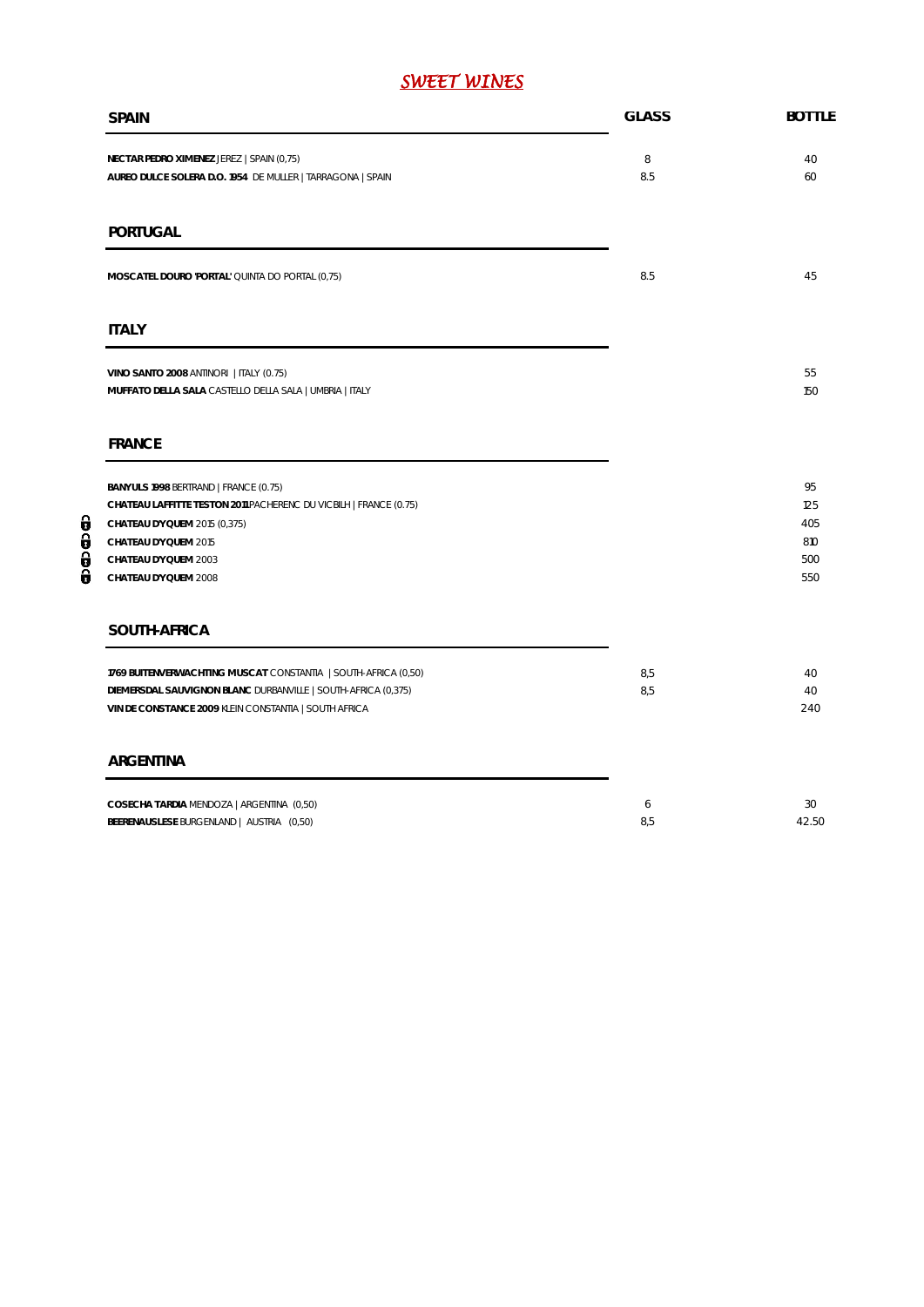# *SWEET WINES*

| SPAIN | GLASS | BOTTLE |
|---|---|---|
| **NECTAR PEDRO XIMENEZ** JEREZ \| SPAIN (0,75) | 8 | 40 |
| **AUREO DULCE SOLERA D.O. 1954** DE MULLER \| TARRAGONA \| SPAIN | 8.5 | 60 |

| PORTUGAL | | |
|---|---|---|
| **MOSCATEL DOURO 'PORTAL'** QUINTA DO PORTAL (0,75) | 8.5 | 45 |

| ITALY | | |
|---|---|---|
| **VINO SANTO 2008** ANTINORI \| ITALY (0.75) | | 55 |
| **MUFFATO DELLA SALA** CASTELLO DELLA SALA \| UMBRIA \| ITALY | | 150 |

| FRANCE | | |
|---|---|---|
| **BANYULS 1998** BERTRAND \| FRANCE (0.75) | | 95 |
| **CHATEAU LAFFITTE TESTON 2011** PACHERENC DU VIC BILH \| FRANCE (0.75) | | 125 |
| **CHATEAU D'YQUEM** 2015 (0,375) | | 405 |
| **CHATEAU D'YQUEM** 2015 | | 810 |
| **CHATEAU D'YQUEM** 2003 | | 500 |
| **CHATEAU D'YQUEM** 2008 | | 550 |

| SOUTH-AFRICA | | |
|---|---|---|
| **1769 BUITENVERWACHTING MUSCAT** CONSTANTIA \| SOUTH-AFRICA (0,50) | 8,5 | 40 |
| **DIEMERSDAL SAUVIGNON BLANC** DURBANVILLE \| SOUTH-AFRICA (0,375) | 8,5 | 40 |
| **VIN DE CONSTANCE 2009** KLEIN CONSTANTIA \| SOUTH AFRICA | | 240 |

| ARGENTINA | | |
|---|---|---|
| **COSECHA TARDIA** MENDOZA \| ARGENTINA (0,50) | 6 | 30 |
| **BEERENAUSLESE** BURGENLAND \| AUSTRIA (0,50) | 8,5 | 42.50 |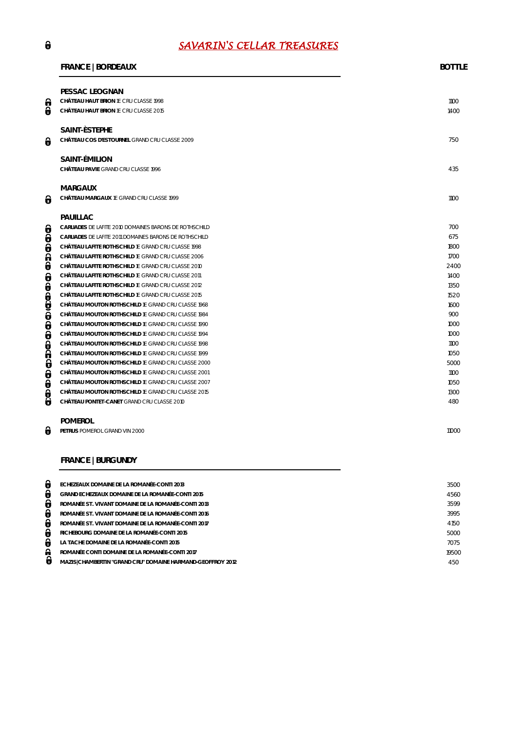# *SAVARIN'S CELLAR TREASURES*

## FRANCE | BORDEAUX

**BOTTLE**

### PESSAC LEOGNAN

| Wine | Bottle |
|---|---|
| **CHÂTEAU HAUT BRION** 1E CRU CLASSE 1998 | 1100 |
| **CHÂTEAU HAUT BRION** 1E CRU CLASSE 2015 | 1400 |

### SAINT-ÈSTEPHE

| Wine | Bottle |
|---|---|
| **CHÂTEAU COS D'ESTOURNEL** GRAND CRU CLASSE 2009 | 750 |

### SAINT-ÉMILION

| Wine | Bottle |
|---|---|
| **CHÂTEAU PAVIE** GRAND CRU CLASSE 1996 | 435 |

### MARGAUX

| Wine | Bottle |
|---|---|
| **CHÂTEAU MARGAUX** 1E GRAND CRU CLASSE 1999 | 1100 |

### PAUILLAC

| Wine | Bottle |
|---|---|
| **CARUADES** DE LAFITE 2010 DOMAINES BARONS DE ROTHSCHILD | 700 |
| **CARUADES** DE LAFITE 2011 DOMAINES BARONS DE ROTHSCHILD | 675 |
| **CHÂTEAU LAFITE ROTHSCHILD** 1E GRAND CRU CLASSE 1998 | 1800 |
| **CHÂTEAU LAFITE ROTHSCHILD** 1E GRAND CRU CLASSE 2006 | 1700 |
| **CHÂTEAU LAFITE ROTHSCHILD** 1E GRAND CRU CLASSE 2010 | 2400 |
| **CHÂTEAU LAFITE ROTHSCHILD** 1E GRAND CRU CLASSE 2011 | 1400 |
| **CHÂTEAU LAFITE ROTHSCHILD** 1E GRAND CRU CLASSE 2012 | 1350 |
| **CHÂTEAU LAFITE ROTHSCHILD** 1E GRAND CRU CLASSE 2015 | 1520 |
| **CHÂTEAU MOUTON ROTHSCHILD** 1E GRAND CRU CLASSE 1968 | 1600 |
| **CHÂTEAU MOUTON ROTHSCHILD** 1E GRAND CRU CLASSE 1984 | 900 |
| **CHÂTEAU MOUTON ROTHSCHILD** 1E GRAND CRU CLASSE 1990 | 1000 |
| **CHÂTEAU MOUTON ROTHSCHILD** 1E GRAND CRU CLASSE 1994 | 1000 |
| **CHÂTEAU MOUTON ROTHSCHILD** 1E GRAND CRU CLASSE 1998 | 1100 |
| **CHÂTEAU MOUTON ROTHSCHILD** 1E GRAND CRU CLASSE 1999 | 1050 |
| **CHÂTEAU MOUTON ROTHSCHILD** 1E GRAND CRU CLASSE 2000 | 5000 |
| **CHÂTEAU MOUTON ROTHSCHILD** 1E GRAND CRU CLASSE 2001 | 1100 |
| **CHÂTEAU MOUTON ROTHSCHILD** 1E GRAND CRU CLASSE 2007 | 1050 |
| **CHÂTEAU MOUTON ROTHSCHILD** 1E GRAND CRU CLASSE 2015 | 1300 |
| **CHÂTEAU PONTET-CANET** GRAND CRU CLASSE 2010 | 480 |

### POMEROL

| Wine | Bottle |
|---|---|
| **PETRUS** POMEROL GRAND VIN 2000 | 11000 |

## FRANCE | BURGUNDY

| Wine | Bottle |
|---|---|
| **ECHEZEAUX DOMAINE DE LA ROMANÉE-CONTI 2013** | 3500 |
| **GRAND ECHEZEAUX DOMAINE DE LA ROMANÉE-CONTI 2015** | 4560 |
| **ROMANÉE ST. VIVANT DOMAINE DE LA ROMANÉE-CONTI 2013** | 3599 |
| **ROMANÉE ST. VIVANT DOMAINE DE LA ROMANÉE-CONTI 2016** | 3995 |
| **ROMANÉE ST. VIVANT DOMAINE DE LA ROMANÉE-CONTI 2017** | 4150 |
| **RICHEBOURG DOMAINE DE LA ROMANÉE-CONTI 2015** | 5000 |
| **LA TACHE DOMAINE DE LA ROMANÉE-CONTI 2015** | 7075 |
| **ROMANÉE CONTI DOMAINE DE LA ROMANÉE-CONTI 2017** | 19500 |
| **MAZIS|CHAMBERTIN "GRAND CRU" DOMAINE HARMAND-GEOFFROY 2012** | 450 |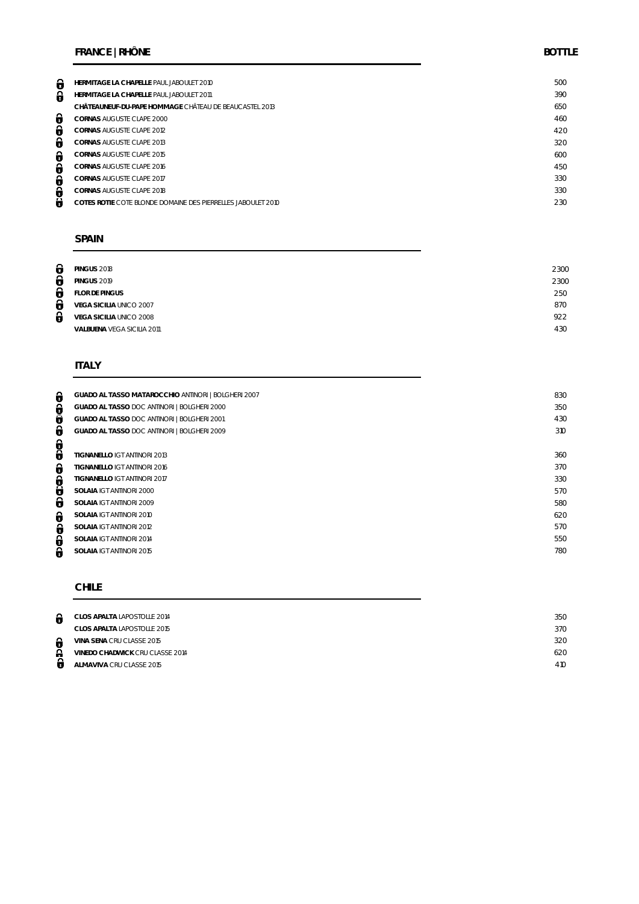## FRANCE | RHÔNE

| | BOTTLE |
|---|---|
| **HERMITAGE LA CHAPELLE** PAUL JABOULET 2010 | 500 |
| **HERMITAGE LA CHAPELLE** PAUL JABOULET 2011 | 390 |
| **CHÂTEAUNEUF-DU-PAPE HOMMAGE** CHÂTEAU DE BEAUCASTEL 2013 | 650 |
| **CORNAS** AUGUSTE CLAPE 2000 | 460 |
| **CORNAS** AUGUSTE CLAPE 2012 | 420 |
| **CORNAS** AUGUSTE CLAPE 2013 | 320 |
| **CORNAS** AUGUSTE CLAPE 2015 | 600 |
| **CORNAS** AUGUSTE CLAPE 2016 | 450 |
| **CORNAS** AUGUSTE CLAPE 2017 | 330 |
| **CORNAS** AUGUSTE CLAPE 2018 | 330 |
| **COTES ROTIE** COTE BLONDE DOMAINE DES PIERRELLES JABOULET 2010 | 230 |

## SPAIN

| | |
|---|---|
| **PINGUS** 2018 | 2300 |
| **PINGUS** 2019 | 2300 |
| **FLOR DE PINGUS** | 250 |
| **VEGA SICILIA** UNICO 2007 | 870 |
| **VEGA SICILIA** UNICO 2008 | 922 |
| **VALBUENA** VEGA SICILIA 2011 | 430 |

## ITALY

| | |
|---|---|
| **GUADO AL TASSO MATAROCCHIO** ANTINORI \| BOLGHERI 2007 | 830 |
| **GUADO AL TASSO** DOC ANTINORI \| BOLGHERI 2000 | 350 |
| **GUADO AL TASSO** DOC ANTINORI \| BOLGHERI 2001 | 430 |
| **GUADO AL TASSO** DOC ANTINORI \| BOLGHERI 2009 | 310 |
| **TIGNANELLO** IGT ANTINORI 2013 | 360 |
| **TIGNANELLO** IGT ANTINORI 2016 | 370 |
| **TIGNANELLO** IGT ANTINORI 2017 | 330 |
| **SOLAIA** IGT ANTINORI 2000 | 570 |
| **SOLAIA** IGT ANTINORI 2009 | 580 |
| **SOLAIA** IGT ANTINORI 2010 | 620 |
| **SOLAIA** IGT ANTINORI 2012 | 570 |
| **SOLAIA** IGT ANTINORI 2014 | 550 |
| **SOLAIA** IGT ANTINORI 2015 | 780 |

## CHILE

| | |
|---|---|
| **CLOS APALTA** LAPOSTOLLE 2014 | 350 |
| **CLOS APALTA** LAPOSTOLLE 2015 | 370 |
| **VINA SENA** CRU CLASSE 2015 | 320 |
| **VINEDO CHADWICK** CRU CLASSE 2014 | 620 |
| **ALMAVIVA** CRU CLASSE 2015 | 410 |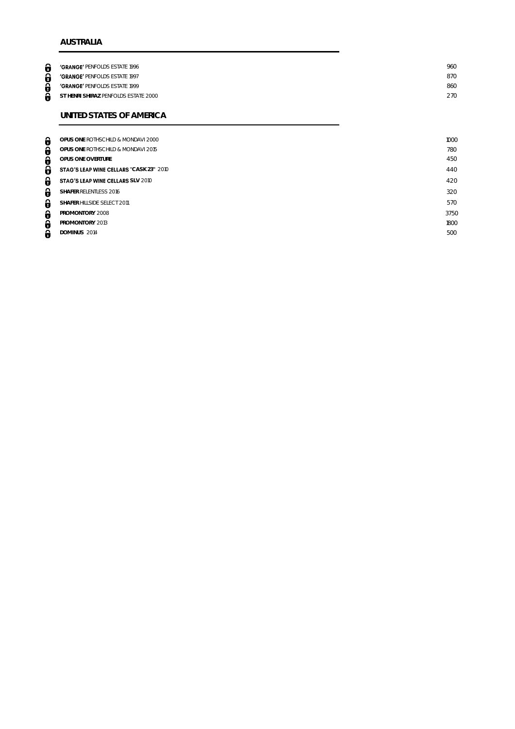## AUSTRALIA

| | |
|---|---|
| **'GRANGE'** PENFOLDS ESTATE 1996 | 960 |
| **'GRANGE'** PENFOLDS ESTATE 1997 | 870 |
| **'GRANGE'** PENFOLDS ESTATE 1999 | 860 |
| **ST HENRI SHIRAZ** PENFOLDS ESTATE 2000 | 270 |

## UNITED STATES OF AMERICA

| | |
|---|---|
| **OPUS ONE** ROTHSCHILD & MONDAVI 2000 | 1000 |
| **OPUS ONE** ROTHSCHILD & MONDAVI 2015 | 780 |
| **OPUS ONE OVERTURE** | 450 |
| **STAG'S LEAP WINE CELLARS "CASK 23"** 2010 | 440 |
| **STAG'S LEAP WINE CELLARS SLV** 2010 | 420 |
| **SHAFER** RELENTLESS 2016 | 320 |
| **SHAFER** HILLSIDE SELECT 2011 | 570 |
| **PROMONTORY** 2008 | 3750 |
| **PROMONTORY** 2013 | 1800 |
| **DOMINUS** 2014 | 500 |